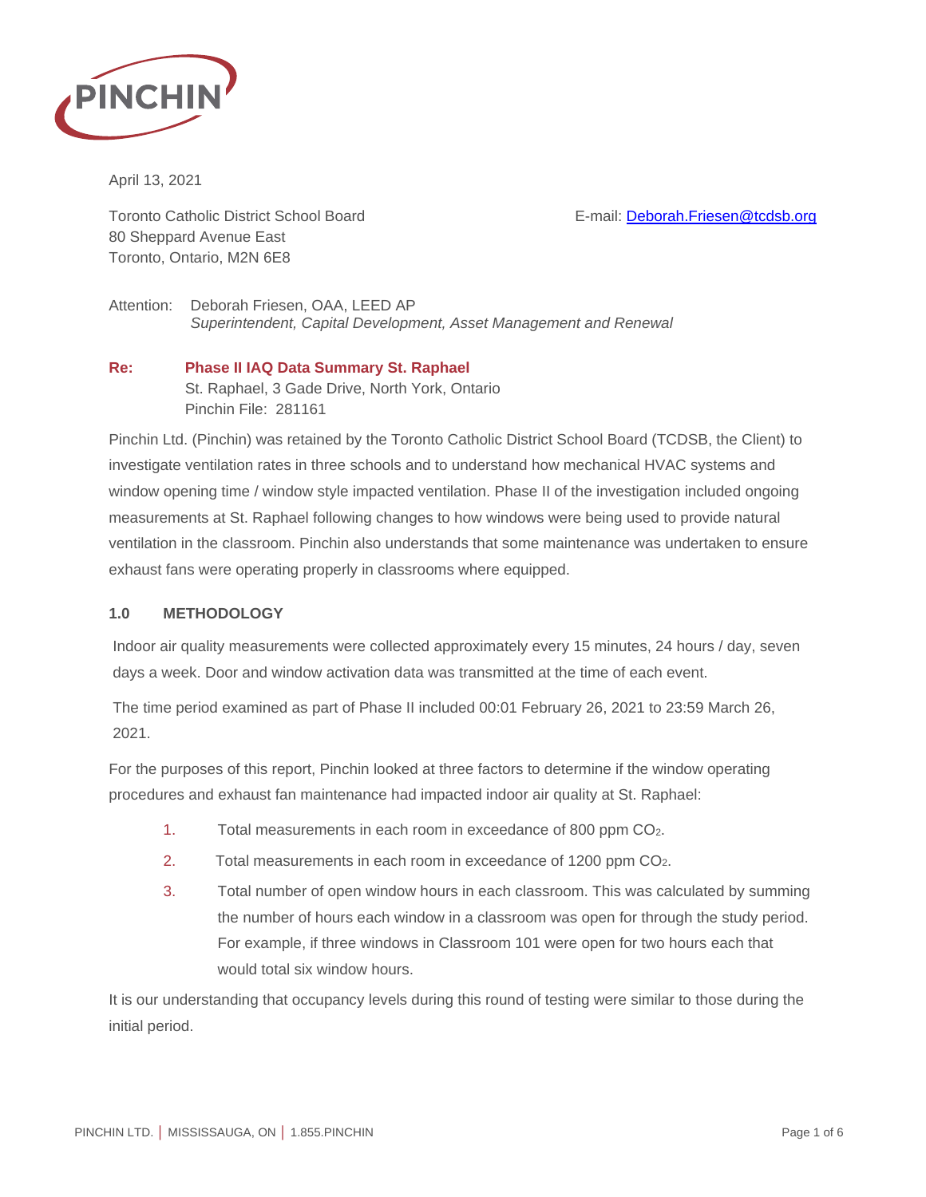PINCHIN

April 13, 2021

Toronto Catholic District School Board
80 Sheppard Avenue East
Toronto, Ontario, M2N 6E8

E-mail: Deborah.Friesen@tcdsb.org

Attention: Deborah Friesen, OAA, LEED AP
*Superintendent, Capital Development, Asset Management and Renewal*

**Re: Phase II IAQ Data Summary St. Raphael**
St. Raphael, 3 Gade Drive, North York, Ontario
Pinchin File: 281161

Pinchin Ltd. (Pinchin) was retained by the Toronto Catholic District School Board (TCDSB, the Client) to investigate ventilation rates in three schools and to understand how mechanical HVAC systems and window opening time / window style impacted ventilation. Phase II of the investigation included ongoing measurements at St. Raphael following changes to how windows were being used to provide natural ventilation in the classroom. Pinchin also understands that some maintenance was undertaken to ensure exhaust fans were operating properly in classrooms where equipped.

## 1.0 METHODOLOGY

Indoor air quality measurements were collected approximately every 15 minutes, 24 hours / day, seven days a week. Door and window activation data was transmitted at the time of each event.

The time period examined as part of Phase II included 00:01 February 26, 2021 to 23:59 March 26, 2021.

For the purposes of this report, Pinchin looked at three factors to determine if the window operating procedures and exhaust fan maintenance had impacted indoor air quality at St. Raphael:

1. Total measurements in each room in exceedance of 800 ppm $CO_2$.
2. Total measurements in each room in exceedance of 1200 ppm $CO_2$.
3. Total number of open window hours in each classroom. This was calculated by summing the number of hours each window in a classroom was open for through the study period. For example, if three windows in Classroom 101 were open for two hours each that would total six window hours.

It is our understanding that occupancy levels during this round of testing were similar to those during the initial period.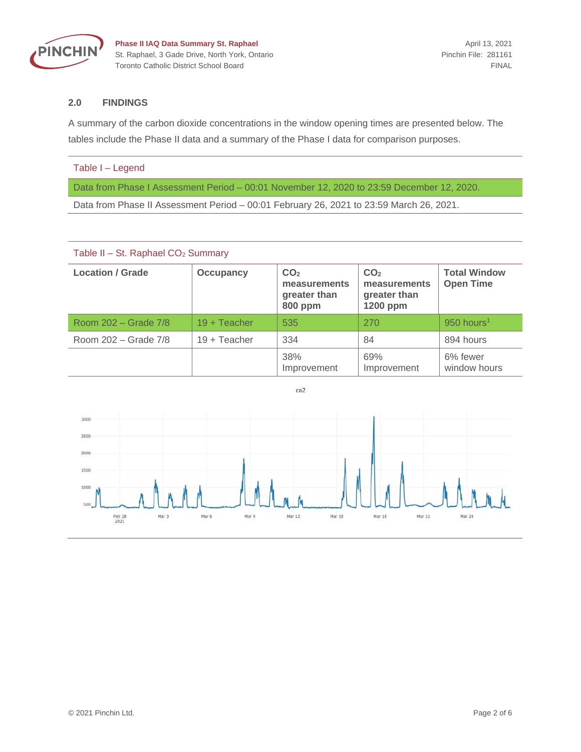## 2.0 FINDINGS

A summary of the carbon dioxide concentrations in the window opening times are presented below. The tables include the Phase II data and a summary of the Phase I data for comparison purposes.

Table I – Legend

| |
|---|
| Data from Phase I Assessment Period – 00:01 November 12, 2020 to 23:59 December 12, 2020. |
| Data from Phase II Assessment Period – 00:01 February 26, 2021 to 23:59 March 26, 2021. |

Table II – St. Raphael $CO_2$ Summary

| Location / Grade | Occupancy | $CO_2$ measurements greater than 800 ppm | $CO_2$ measurements greater than 1200 ppm | Total Window Open Time |
|---|---|---|---|---|
| Room 202 – Grade 7/8 | 19 + Teacher | 535 | 270 | 950 hours[1] |
| Room 202 – Grade 7/8 | 19 + Teacher | 334 | 84 | 894 hours |
| | | 38% Improvement | 69% Improvement | 6% fewer window hours |

co2

(Chart: y-axis 500–3000; x-axis Feb 28 2021, Mar 3, Mar 6, Mar 9, Mar 12, Mar 15, Mar 18, Mar 21, Mar 24)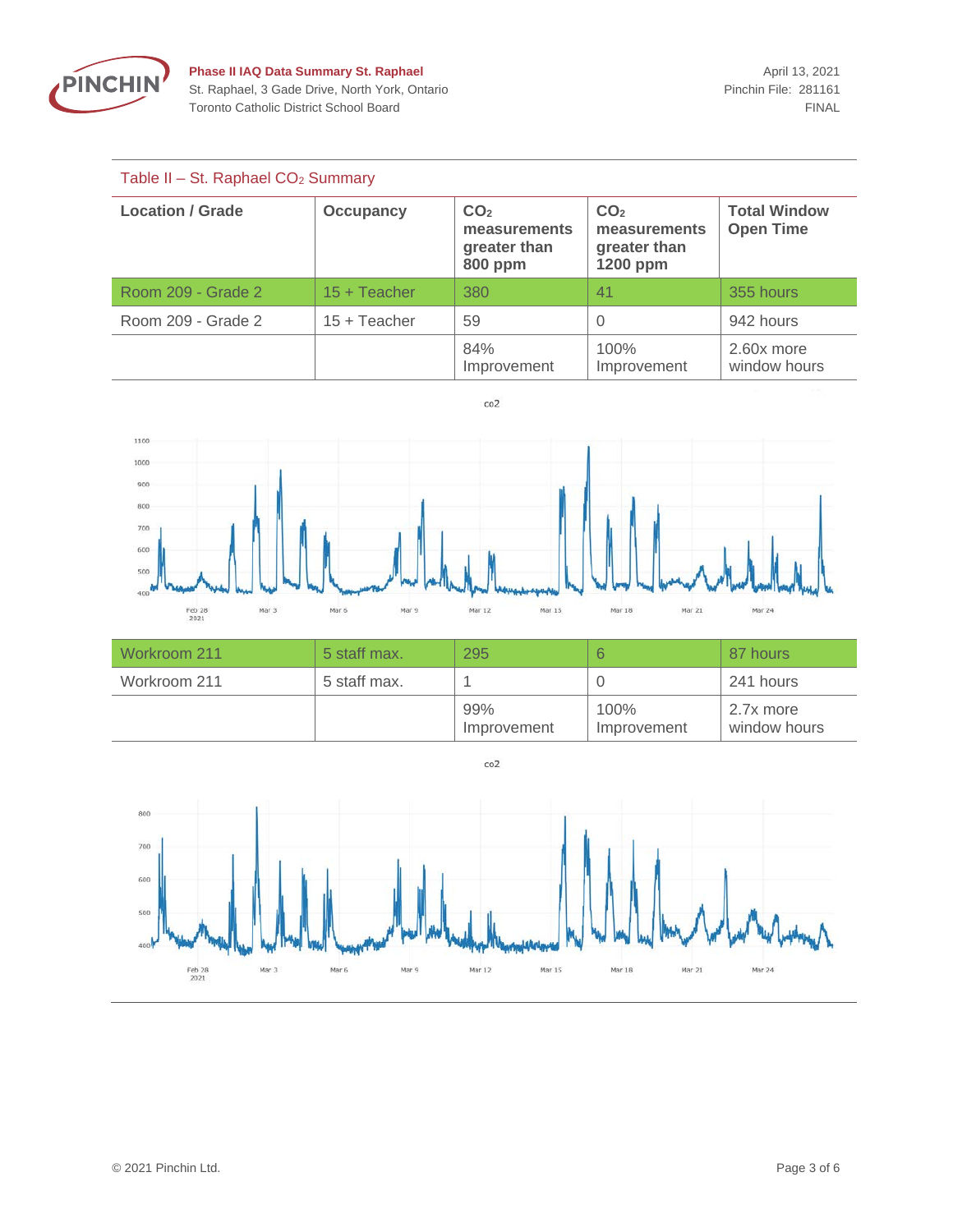Table II – St. Raphael $CO_2$ Summary

| Location / Grade | Occupancy | $CO_2$ measurements greater than 800 ppm | $CO_2$ measurements greater than 1200 ppm | Total Window Open Time |
|---|---|---|---|---|
| Room 209 - Grade 2 | 15 + Teacher | 380 | 41 | 355 hours |
| Room 209 - Grade 2 | 15 + Teacher | 59 | 0 | 942 hours |
| | | 84% Improvement | 100% Improvement | 2.60x more window hours |

co2

| Location / Grade | Occupancy | $CO_2$ measurements greater than 800 ppm | $CO_2$ measurements greater than 1200 ppm | Total Window Open Time |
|---|---|---|---|---|
| Workroom 211 | 5 staff max. | 295 | 6 | 87 hours |
| Workroom 211 | 5 staff max. | 1 | 0 | 241 hours |
| | | 99% Improvement | 100% Improvement | 2.7x more window hours |

co2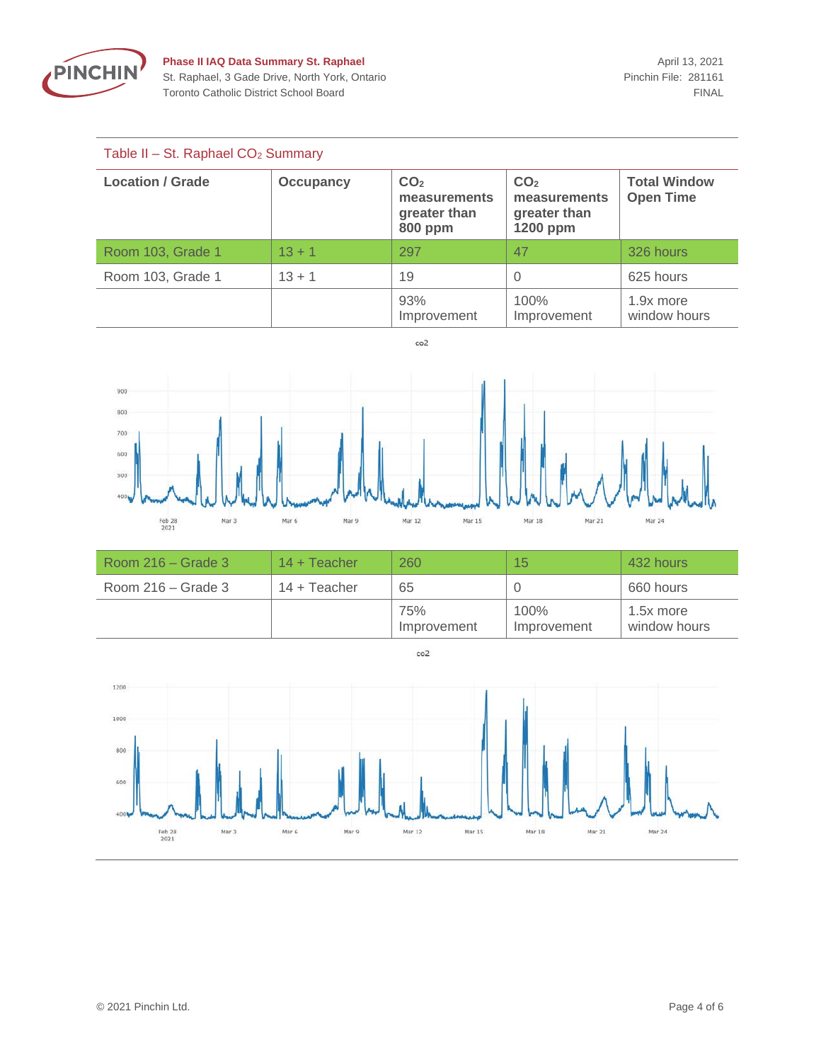Table II – St. Raphael $CO_2$ Summary

| Location / Grade | Occupancy | $CO_2$ measurements greater than 800 ppm | $CO_2$ measurements greater than 1200 ppm | Total Window Open Time |
|---|---|---|---|---|
| Room 103, Grade 1 | 13 + 1 | 297 | 47 | 326 hours |
| Room 103, Grade 1 | 13 + 1 | 19 | 0 | 625 hours |
| | | 93% Improvement | 100% Improvement | 1.9x more window hours |

| Location / Grade | Occupancy | $CO_2$ measurements greater than 800 ppm | $CO_2$ measurements greater than 1200 ppm | Total Window Open Time |
|---|---|---|---|---|
| Room 216 – Grade 3 | 14 + Teacher | 260 | 15 | 432 hours |
| Room 216 – Grade 3 | 14 + Teacher | 65 | 0 | 660 hours |
| | | 75% Improvement | 100% Improvement | 1.5x more window hours |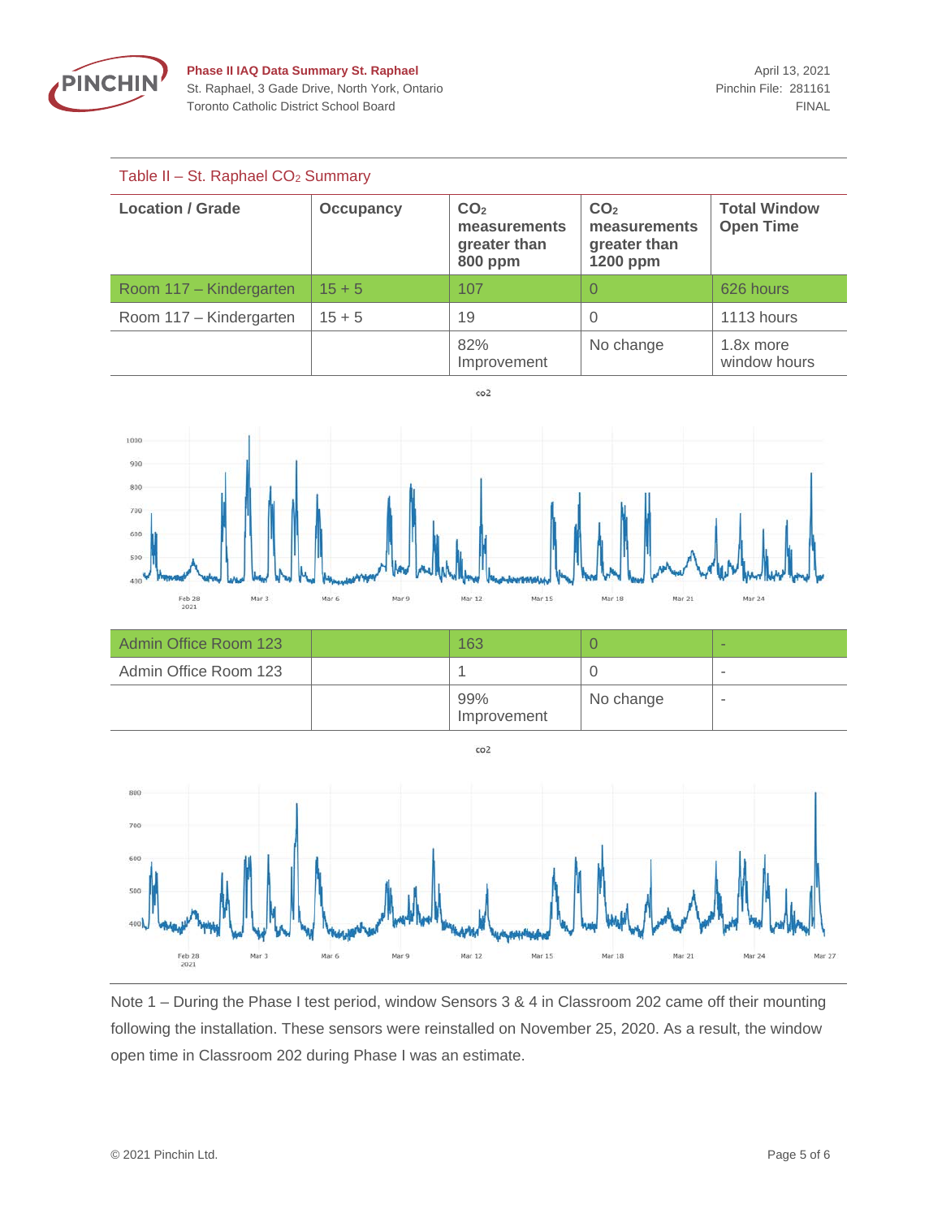Table II – St. Raphael $CO_2$ Summary

| Location / Grade | Occupancy | $CO_2$ measurements greater than 800 ppm | $CO_2$ measurements greater than 1200 ppm | Total Window Open Time |
|---|---|---|---|---|
| Room 117 – Kindergarten | 15 + 5 | 107 | 0 | 626 hours |
| Room 117 – Kindergarten | 15 + 5 | 19 | 0 | 1113 hours |
| | | 82% Improvement | No change | 1.8x more window hours |
| Admin Office Room 123 | | 163 | 0 | - |
| Admin Office Room 123 | | 1 | 0 | - |
| | | 99% Improvement | No change | - |

Note 1 – During the Phase I test period, window Sensors 3 & 4 in Classroom 202 came off their mounting following the installation. These sensors were reinstalled on November 25, 2020. As a result, the window open time in Classroom 202 during Phase I was an estimate.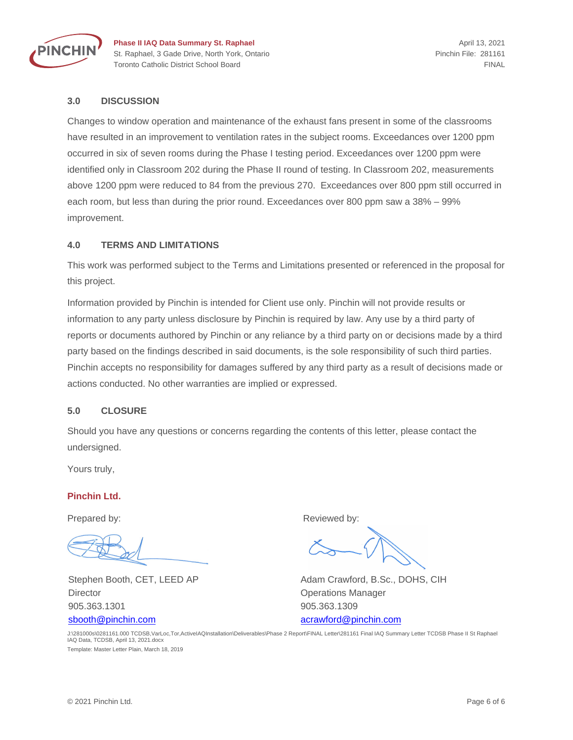## 3.0 DISCUSSION

Changes to window operation and maintenance of the exhaust fans present in some of the classrooms have resulted in an improvement to ventilation rates in the subject rooms. Exceedances over 1200 ppm occurred in six of seven rooms during the Phase I testing period. Exceedances over 1200 ppm were identified only in Classroom 202 during the Phase II round of testing. In Classroom 202, measurements above 1200 ppm were reduced to 84 from the previous 270. Exceedances over 800 ppm still occurred in each room, but less than during the prior round. Exceedances over 800 ppm saw a 38% – 99% improvement.

## 4.0 TERMS AND LIMITATIONS

This work was performed subject to the Terms and Limitations presented or referenced in the proposal for this project.

Information provided by Pinchin is intended for Client use only. Pinchin will not provide results or information to any party unless disclosure by Pinchin is required by law. Any use by a third party of reports or documents authored by Pinchin or any reliance by a third party on or decisions made by a third party based on the findings described in said documents, is the sole responsibility of such third parties. Pinchin accepts no responsibility for damages suffered by any third party as a result of decisions made or actions conducted. No other warranties are implied or expressed.

## 5.0 CLOSURE

Should you have any questions or concerns regarding the contents of this letter, please contact the undersigned.

Yours truly,

**Pinchin Ltd.**

Prepared by:

Stephen Booth, CET, LEED AP
Director
905.363.1301
sbooth@pinchin.com

Reviewed by:

Adam Crawford, B.Sc., DOHS, CIH
Operations Manager
905.363.1309
acrawford@pinchin.com

J:\281000s\0281161.000 TCDSB,VarLoc,Tor,ActiveIAQInstallation\Deliverables\Phase 2 Report\FINAL Letter\281161 Final IAQ Summary Letter TCDSB Phase II St Raphael IAQ Data, TCDSB, April 13, 2021.docx

Template: Master Letter Plain, March 18, 2019